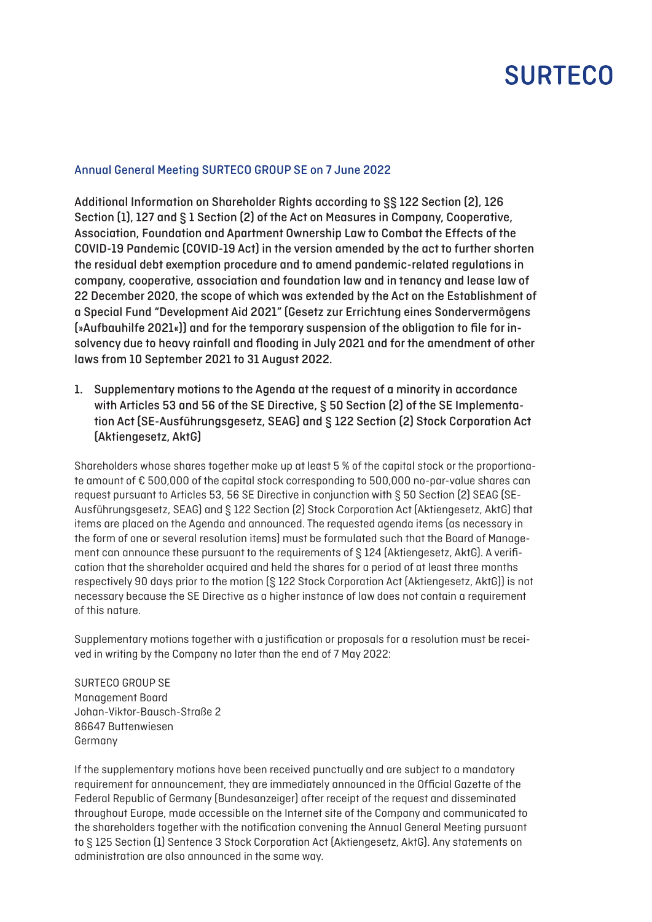SURTECO

## Annual General Meeting SURTECO GROUP SE on 7 June 2022

**Additional Information on Shareholder Rights according to §§ 122 Section (2), 126 Section (1), 127 and § 1 Section (2) of the Act on Measures in Company, Cooperative, Association, Foundation and Apartment Ownership Law to Combat the Effects of the COVID-19 Pandemic (COVID-19 Act) in the version amended by the act to further shorten the residual debt exemption procedure and to amend pandemic-related regulations in company, cooperative, association and foundation law and in tenancy and lease law of 22 December 2020, the scope of which was extended by the Act on the Establishment of a Special Fund "Development Aid 2021" (Gesetz zur Errichtung eines Sondervermögens (»Aufbauhilfe 2021«)) and for the temporary suspension of the obligation to file for insolvency due to heavy rainfall and flooding in July 2021 and for the amendment of other laws from 10 September 2021 to 31 August 2022.**

### 1. Supplementary motions to the Agenda at the request of a minority in accordance with Articles 53 and 56 of the SE Directive, § 50 Section (2) of the SE Implementation Act (SE-Ausführungsgesetz, SEAG) and § 122 Section (2) Stock Corporation Act (Aktiengesetz, AktG)

Shareholders whose shares together make up at least 5 % of the capital stock or the proportionate amount of € 500,000 of the capital stock corresponding to 500,000 no-par-value shares can request pursuant to Articles 53, 56 SE Directive in conjunction with § 50 Section (2) SEAG (SE-Ausführungsgesetz, SEAG) and § 122 Section (2) Stock Corporation Act (Aktiengesetz, AktG) that items are placed on the Agenda and announced. The requested agenda items (as necessary in the form of one or several resolution items) must be formulated such that the Board of Management can announce these pursuant to the requirements of § 124 (Aktiengesetz, AktG). A verification that the shareholder acquired and held the shares for a period of at least three months respectively 90 days prior to the motion (§ 122 Stock Corporation Act (Aktiengesetz, AktG)) is not necessary because the SE Directive as a higher instance of law does not contain a requirement of this nature.

Supplementary motions together with a justification or proposals for a resolution must be received in writing by the Company no later than the end of 7 May 2022:

SURTECO GROUP SE
Management Board
Johan-Viktor-Bausch-Straße 2
86647 Buttenwiesen
Germany

If the supplementary motions have been received punctually and are subject to a mandatory requirement for announcement, they are immediately announced in the Official Gazette of the Federal Republic of Germany (Bundesanzeiger) after receipt of the request and disseminated throughout Europe, made accessible on the Internet site of the Company and communicated to the shareholders together with the notification convening the Annual General Meeting pursuant to § 125 Section (1) Sentence 3 Stock Corporation Act (Aktiengesetz, AktG). Any statements on administration are also announced in the same way.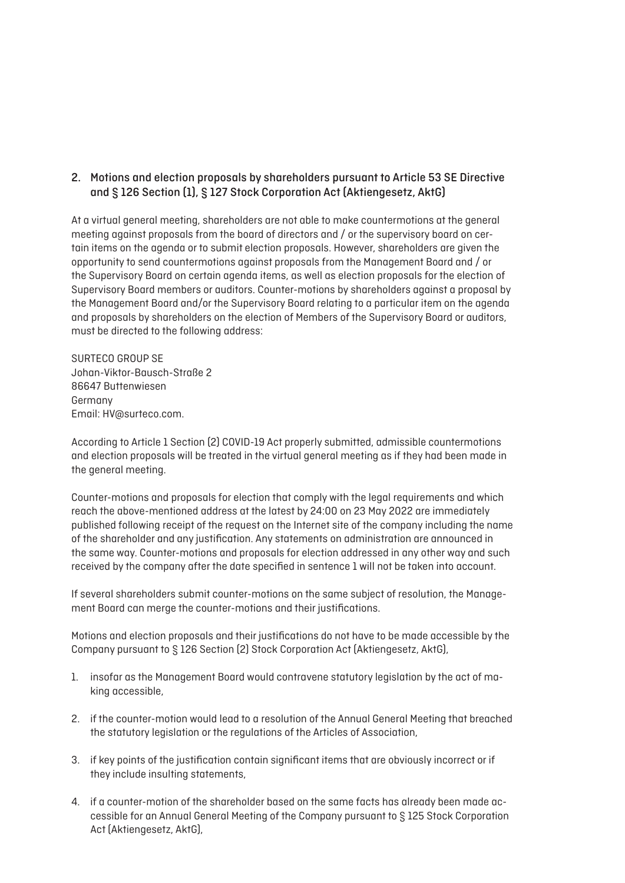## 2. Motions and election proposals by shareholders pursuant to Article 53 SE Directive and § 126 Section (1), § 127 Stock Corporation Act (Aktiengesetz, AktG)

At a virtual general meeting, shareholders are not able to make countermotions at the general meeting against proposals from the board of directors and / or the supervisory board on certain items on the agenda or to submit election proposals. However, shareholders are given the opportunity to send countermotions against proposals from the Management Board and / or the Supervisory Board on certain agenda items, as well as election proposals for the election of Supervisory Board members or auditors. Counter-motions by shareholders against a proposal by the Management Board and/or the Supervisory Board relating to a particular item on the agenda and proposals by shareholders on the election of Members of the Supervisory Board or auditors, must be directed to the following address:

SURTECO GROUP SE
Johan-Viktor-Bausch-Straße 2
86647 Buttenwiesen
Germany
Email: HV@surteco.com.

According to Article 1 Section (2) COVID-19 Act properly submitted, admissible countermotions and election proposals will be treated in the virtual general meeting as if they had been made in the general meeting.

Counter-motions and proposals for election that comply with the legal requirements and which reach the above-mentioned address at the latest by 24:00 on 23 May 2022 are immediately published following receipt of the request on the Internet site of the company including the name of the shareholder and any justification. Any statements on administration are announced in the same way. Counter-motions and proposals for election addressed in any other way and such received by the company after the date specified in sentence 1 will not be taken into account.

If several shareholders submit counter-motions on the same subject of resolution, the Management Board can merge the counter-motions and their justifications.

Motions and election proposals and their justifications do not have to be made accessible by the Company pursuant to § 126 Section (2) Stock Corporation Act (Aktiengesetz, AktG),

1. insofar as the Management Board would contravene statutory legislation by the act of making accessible,
2. if the counter-motion would lead to a resolution of the Annual General Meeting that breached the statutory legislation or the regulations of the Articles of Association,
3. if key points of the justification contain significant items that are obviously incorrect or if they include insulting statements,
4. if a counter-motion of the shareholder based on the same facts has already been made accessible for an Annual General Meeting of the Company pursuant to § 125 Stock Corporation Act (Aktiengesetz, AktG),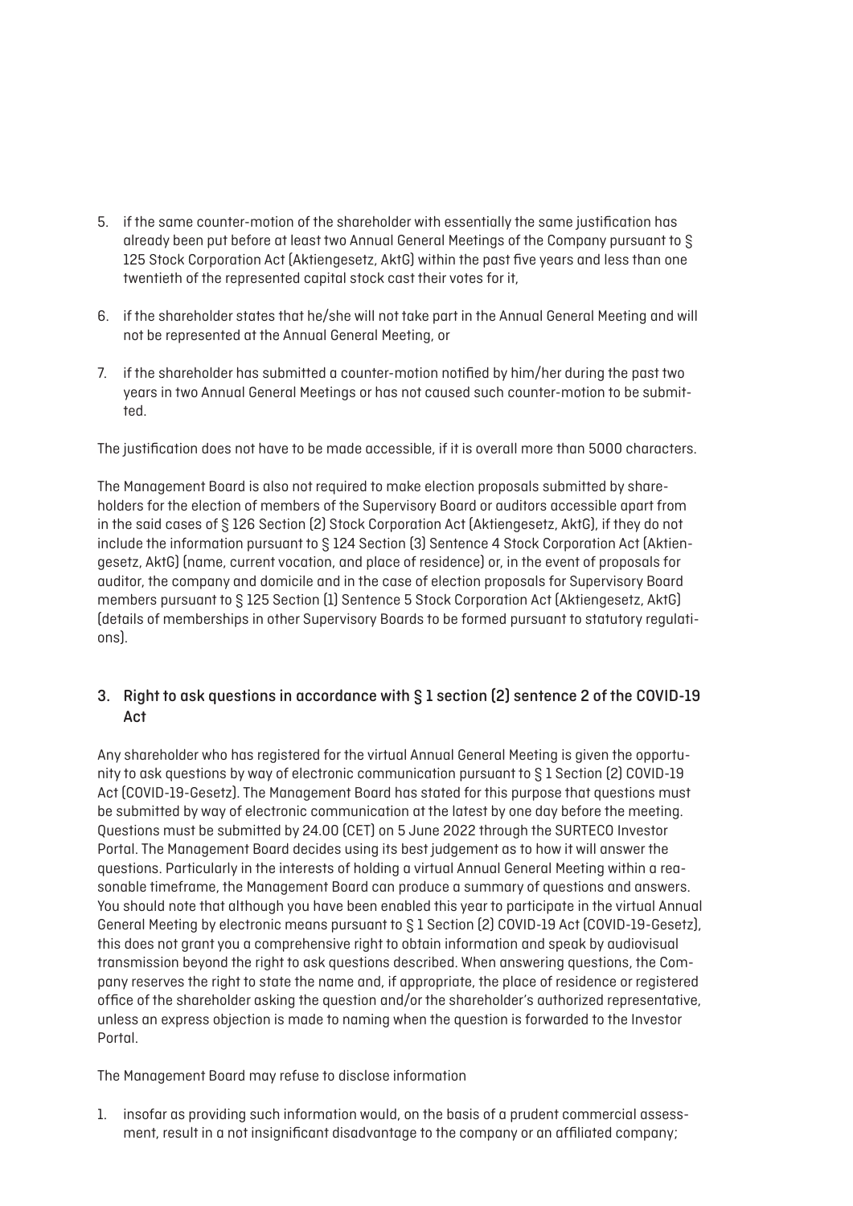5. if the same counter-motion of the shareholder with essentially the same justification has already been put before at least two Annual General Meetings of the Company pursuant to § 125 Stock Corporation Act (Aktiengesetz, AktG) within the past five years and less than one twentieth of the represented capital stock cast their votes for it,

6. if the shareholder states that he/she will not take part in the Annual General Meeting and will not be represented at the Annual General Meeting, or

7. if the shareholder has submitted a counter-motion notified by him/her during the past two years in two Annual General Meetings or has not caused such counter-motion to be submitted.

The justification does not have to be made accessible, if it is overall more than 5000 characters.

The Management Board is also not required to make election proposals submitted by shareholders for the election of members of the Supervisory Board or auditors accessible apart from in the said cases of § 126 Section (2) Stock Corporation Act (Aktiengesetz, AktG), if they do not include the information pursuant to § 124 Section (3) Sentence 4 Stock Corporation Act (Aktiengesetz, AktG) (name, current vocation, and place of residence) or, in the event of proposals for auditor, the company and domicile and in the case of election proposals for Supervisory Board members pursuant to § 125 Section (1) Sentence 5 Stock Corporation Act (Aktiengesetz, AktG) (details of memberships in other Supervisory Boards to be formed pursuant to statutory regulations).

## 3. Right to ask questions in accordance with § 1 section (2) sentence 2 of the COVID-19 Act

Any shareholder who has registered for the virtual Annual General Meeting is given the opportunity to ask questions by way of electronic communication pursuant to § 1 Section (2) COVID-19 Act (COVID-19-Gesetz). The Management Board has stated for this purpose that questions must be submitted by way of electronic communication at the latest by one day before the meeting. Questions must be submitted by 24.00 (CET) on 5 June 2022 through the SURTECO Investor Portal. The Management Board decides using its best judgement as to how it will answer the questions. Particularly in the interests of holding a virtual Annual General Meeting within a reasonable timeframe, the Management Board can produce a summary of questions and answers. You should note that although you have been enabled this year to participate in the virtual Annual General Meeting by electronic means pursuant to § 1 Section (2) COVID-19 Act (COVID-19-Gesetz), this does not grant you a comprehensive right to obtain information and speak by audiovisual transmission beyond the right to ask questions described. When answering questions, the Company reserves the right to state the name and, if appropriate, the place of residence or registered office of the shareholder asking the question and/or the shareholder's authorized representative, unless an express objection is made to naming when the question is forwarded to the Investor Portal.

The Management Board may refuse to disclose information

1. insofar as providing such information would, on the basis of a prudent commercial assessment, result in a not insignificant disadvantage to the company or an affiliated company;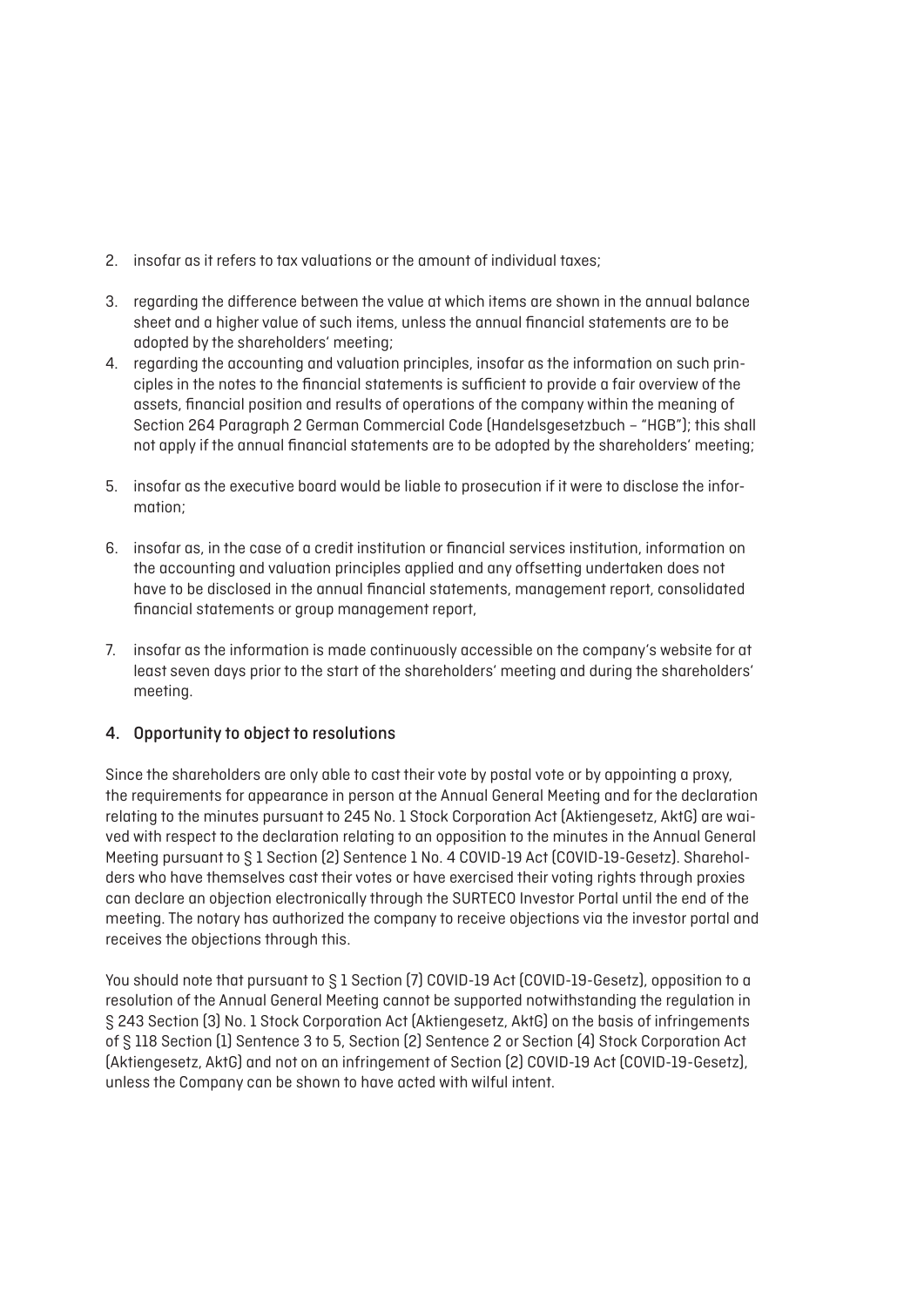2. insofar as it refers to tax valuations or the amount of individual taxes;
3. regarding the difference between the value at which items are shown in the annual balance sheet and a higher value of such items, unless the annual financial statements are to be adopted by the shareholders' meeting;
4. regarding the accounting and valuation principles, insofar as the information on such principles in the notes to the financial statements is sufficient to provide a fair overview of the assets, financial position and results of operations of the company within the meaning of Section 264 Paragraph 2 German Commercial Code (Handelsgesetzbuch – "HGB"); this shall not apply if the annual financial statements are to be adopted by the shareholders' meeting;
5. insofar as the executive board would be liable to prosecution if it were to disclose the information;
6. insofar as, in the case of a credit institution or financial services institution, information on the accounting and valuation principles applied and any offsetting undertaken does not have to be disclosed in the annual financial statements, management report, consolidated financial statements or group management report,
7. insofar as the information is made continuously accessible on the company's website for at least seven days prior to the start of the shareholders' meeting and during the shareholders' meeting.

## 4. Opportunity to object to resolutions

Since the shareholders are only able to cast their vote by postal vote or by appointing a proxy, the requirements for appearance in person at the Annual General Meeting and for the declaration relating to the minutes pursuant to 245 No. 1 Stock Corporation Act (Aktiengesetz, AktG) are waived with respect to the declaration relating to an opposition to the minutes in the Annual General Meeting pursuant to § 1 Section (2) Sentence 1 No. 4 COVID-19 Act (COVID-19-Gesetz). Shareholders who have themselves cast their votes or have exercised their voting rights through proxies can declare an objection electronically through the SURTECO Investor Portal until the end of the meeting. The notary has authorized the company to receive objections via the investor portal and receives the objections through this.

You should note that pursuant to § 1 Section (7) COVID-19 Act (COVID-19-Gesetz), opposition to a resolution of the Annual General Meeting cannot be supported notwithstanding the regulation in § 243 Section (3) No. 1 Stock Corporation Act (Aktiengesetz, AktG) on the basis of infringements of § 118 Section (1) Sentence 3 to 5, Section (2) Sentence 2 or Section (4) Stock Corporation Act (Aktiengesetz, AktG) and not on an infringement of Section (2) COVID-19 Act (COVID-19-Gesetz), unless the Company can be shown to have acted with wilful intent.